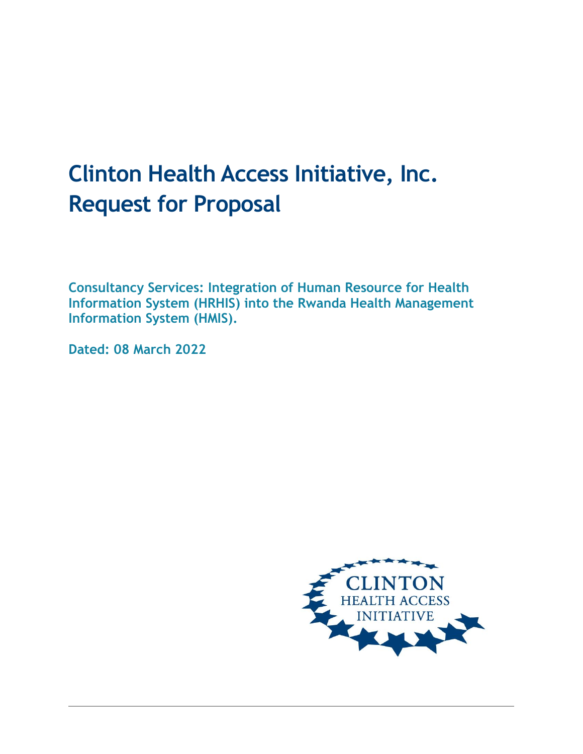# Clinton Health Access Initiative, Inc.
# Request for Proposal

**Consultancy Services: Integration of Human Resource for Health Information System (HRHIS) into the Rwanda Health Management Information System (HMIS).**

**Dated: 08 March 2022**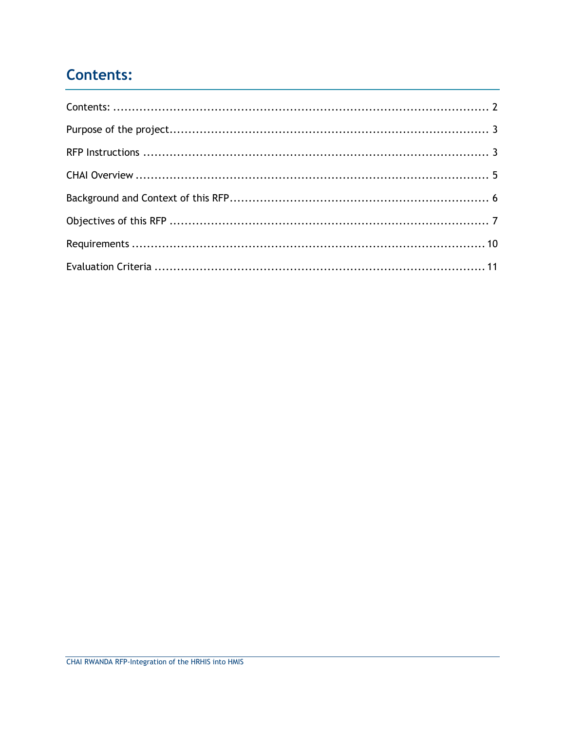# Contents:

Contents: .......................................................................................... 2

Purpose of the project.................................................................................. 3

RFP Instructions ........................................................................................ 3

CHAI Overview .......................................................................................... 5

Background and Context of this RFP................................................................... 6

Objectives of this RFP ................................................................................. 7

Requirements ........................................................................................... 10

Evaluation Criteria ..................................................................................... 11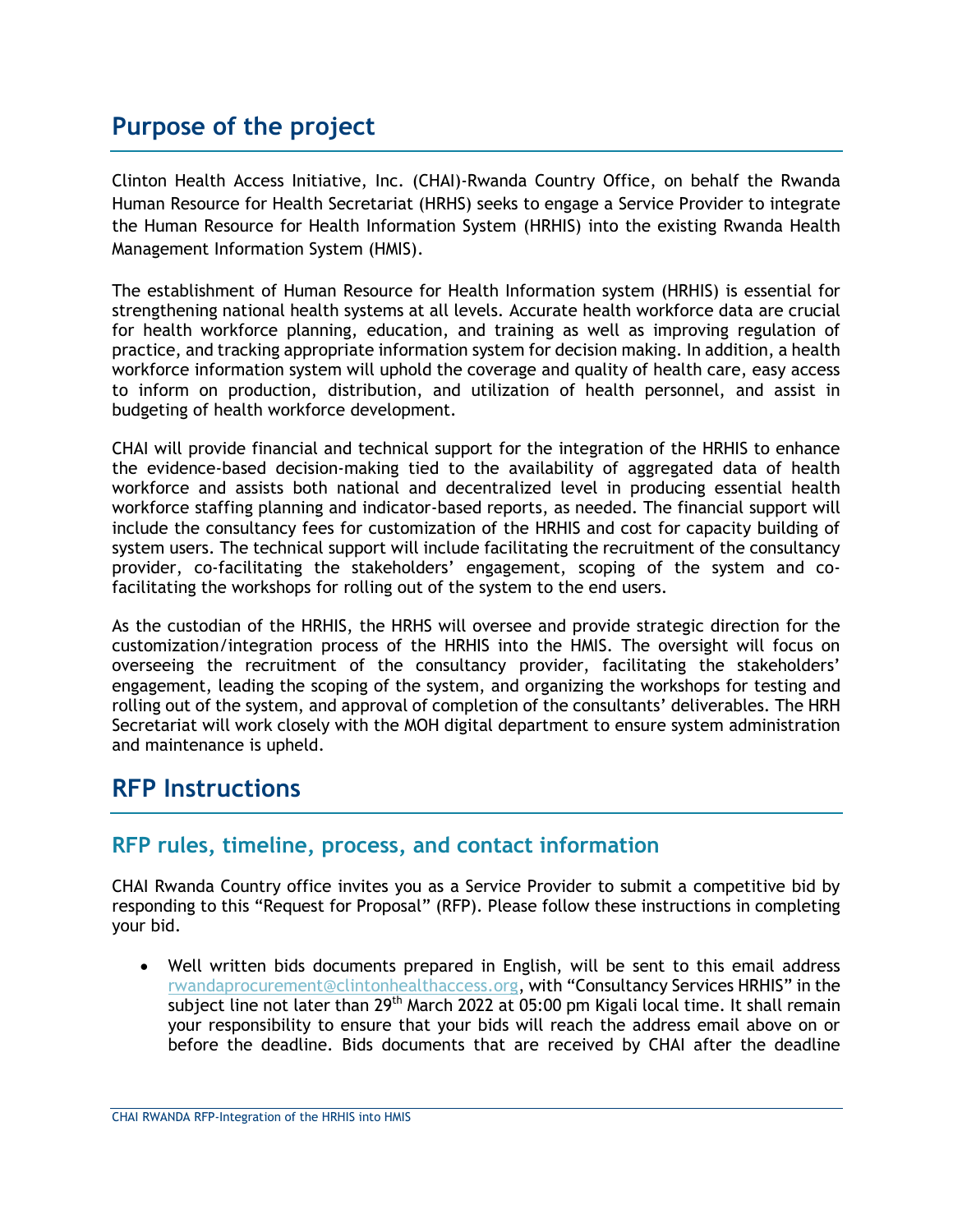# Purpose of the project

Clinton Health Access Initiative, Inc. (CHAI)-Rwanda Country Office, on behalf the Rwanda Human Resource for Health Secretariat (HRHS) seeks to engage a Service Provider to integrate the Human Resource for Health Information System (HRHIS) into the existing Rwanda Health Management Information System (HMIS).

The establishment of Human Resource for Health Information system (HRHIS) is essential for strengthening national health systems at all levels. Accurate health workforce data are crucial for health workforce planning, education, and training as well as improving regulation of practice, and tracking appropriate information system for decision making. In addition, a health workforce information system will uphold the coverage and quality of health care, easy access to inform on production, distribution, and utilization of health personnel, and assist in budgeting of health workforce development.

CHAI will provide financial and technical support for the integration of the HRHIS to enhance the evidence-based decision-making tied to the availability of aggregated data of health workforce and assists both national and decentralized level in producing essential health workforce staffing planning and indicator-based reports, as needed. The financial support will include the consultancy fees for customization of the HRHIS and cost for capacity building of system users. The technical support will include facilitating the recruitment of the consultancy provider, co-facilitating the stakeholders' engagement, scoping of the system and co-facilitating the workshops for rolling out of the system to the end users.

As the custodian of the HRHIS, the HRHS will oversee and provide strategic direction for the customization/integration process of the HRHIS into the HMIS. The oversight will focus on overseeing the recruitment of the consultancy provider, facilitating the stakeholders' engagement, leading the scoping of the system, and organizing the workshops for testing and rolling out of the system, and approval of completion of the consultants' deliverables. The HRH Secretariat will work closely with the MOH digital department to ensure system administration and maintenance is upheld.

# RFP Instructions

## RFP rules, timeline, process, and contact information

CHAI Rwanda Country office invites you as a Service Provider to submit a competitive bid by responding to this "Request for Proposal" (RFP). Please follow these instructions in completing your bid.

- Well written bids documents prepared in English, will be sent to this email address rwandaprocurement@clintonhealthaccess.org, with "Consultancy Services HRHIS" in the subject line not later than 29th March 2022 at 05:00 pm Kigali local time. It shall remain your responsibility to ensure that your bids will reach the address email above on or before the deadline. Bids documents that are received by CHAI after the deadline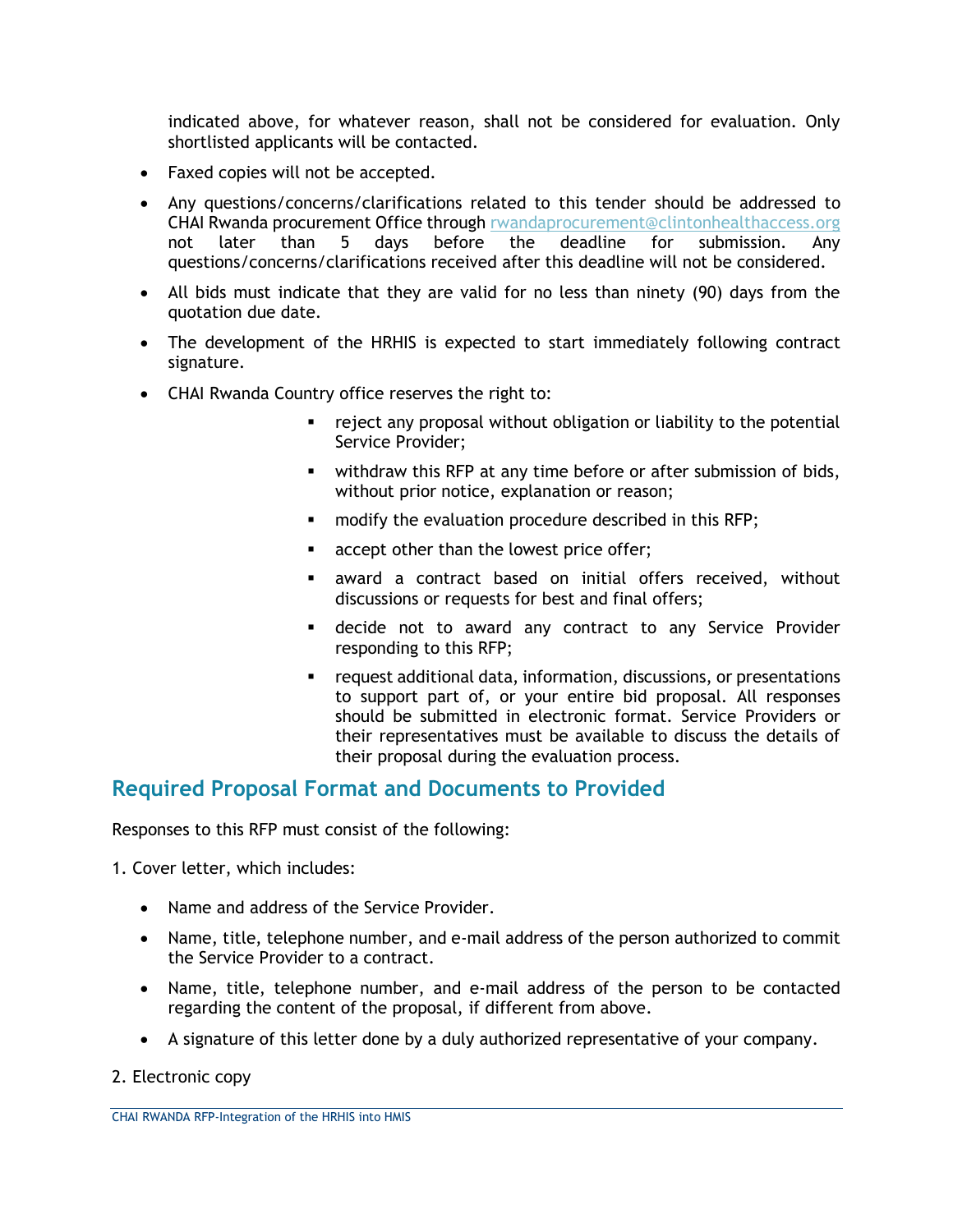indicated above, for whatever reason, shall not be considered for evaluation. Only shortlisted applicants will be contacted.

- Faxed copies will not be accepted.
- Any questions/concerns/clarifications related to this tender should be addressed to CHAI Rwanda procurement Office through rwandaprocurement@clintonhealthaccess.org not later than 5 days before the deadline for submission. Any questions/concerns/clarifications received after this deadline will not be considered.
- All bids must indicate that they are valid for no less than ninety (90) days from the quotation due date.
- The development of the HRHIS is expected to start immediately following contract signature.
- CHAI Rwanda Country office reserves the right to:
    - reject any proposal without obligation or liability to the potential Service Provider;
    - withdraw this RFP at any time before or after submission of bids, without prior notice, explanation or reason;
    - modify the evaluation procedure described in this RFP;
    - accept other than the lowest price offer;
    - award a contract based on initial offers received, without discussions or requests for best and final offers;
    - decide not to award any contract to any Service Provider responding to this RFP;
    - request additional data, information, discussions, or presentations to support part of, or your entire bid proposal. All responses should be submitted in electronic format. Service Providers or their representatives must be available to discuss the details of their proposal during the evaluation process.

## Required Proposal Format and Documents to Provided

Responses to this RFP must consist of the following:

1. Cover letter, which includes:
    - Name and address of the Service Provider.
    - Name, title, telephone number, and e-mail address of the person authorized to commit the Service Provider to a contract.
    - Name, title, telephone number, and e-mail address of the person to be contacted regarding the content of the proposal, if different from above.
    - A signature of this letter done by a duly authorized representative of your company.
2. Electronic copy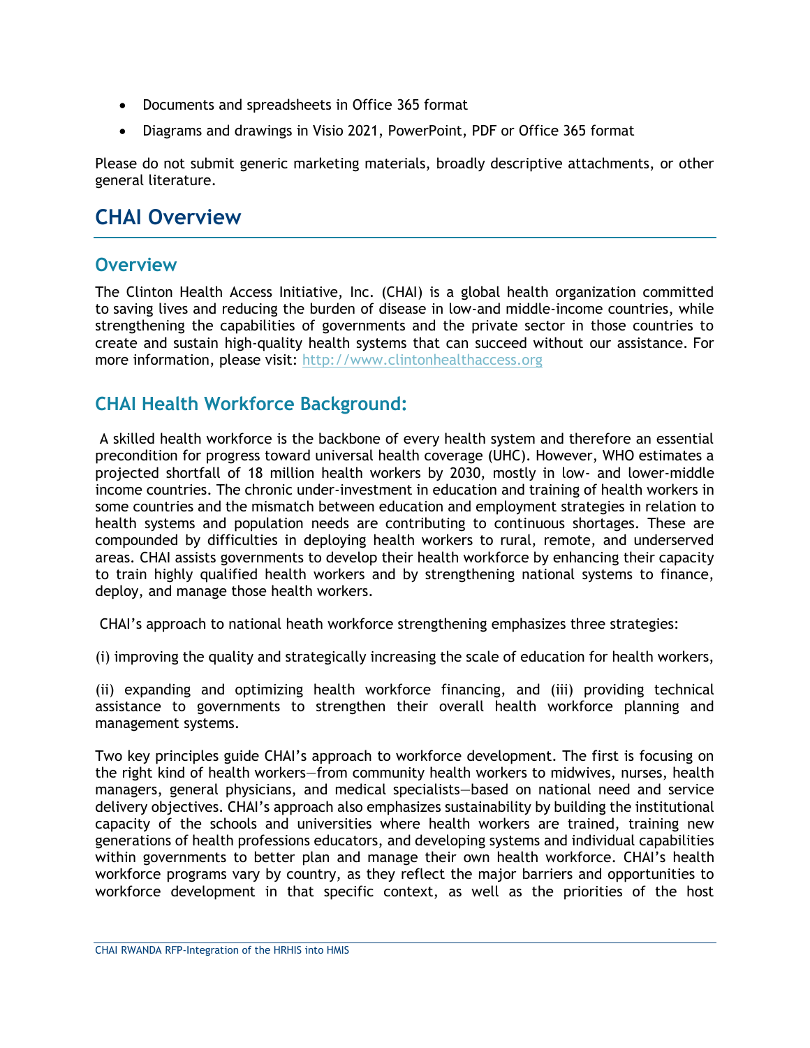- Documents and spreadsheets in Office 365 format
- Diagrams and drawings in Visio 2021, PowerPoint, PDF or Office 365 format

Please do not submit generic marketing materials, broadly descriptive attachments, or other general literature.

# CHAI Overview

## Overview

The Clinton Health Access Initiative, Inc. (CHAI) is a global health organization committed to saving lives and reducing the burden of disease in low-and middle-income countries, while strengthening the capabilities of governments and the private sector in those countries to create and sustain high-quality health systems that can succeed without our assistance. For more information, please visit: [http://www.clintonhealthaccess.org](http://www.clintonhealthaccess.org)

## CHAI Health Workforce Background:

A skilled health workforce is the backbone of every health system and therefore an essential precondition for progress toward universal health coverage (UHC). However, WHO estimates a projected shortfall of 18 million health workers by 2030, mostly in low- and lower-middle income countries. The chronic under-investment in education and training of health workers in some countries and the mismatch between education and employment strategies in relation to health systems and population needs are contributing to continuous shortages. These are compounded by difficulties in deploying health workers to rural, remote, and underserved areas. CHAI assists governments to develop their health workforce by enhancing their capacity to train highly qualified health workers and by strengthening national systems to finance, deploy, and manage those health workers.

CHAI's approach to national heath workforce strengthening emphasizes three strategies:

(i) improving the quality and strategically increasing the scale of education for health workers,

(ii) expanding and optimizing health workforce financing, and (iii) providing technical assistance to governments to strengthen their overall health workforce planning and management systems.

Two key principles guide CHAI's approach to workforce development. The first is focusing on the right kind of health workers—from community health workers to midwives, nurses, health managers, general physicians, and medical specialists—based on national need and service delivery objectives. CHAI's approach also emphasizes sustainability by building the institutional capacity of the schools and universities where health workers are trained, training new generations of health professions educators, and developing systems and individual capabilities within governments to better plan and manage their own health workforce. CHAI's health workforce programs vary by country, as they reflect the major barriers and opportunities to workforce development in that specific context, as well as the priorities of the host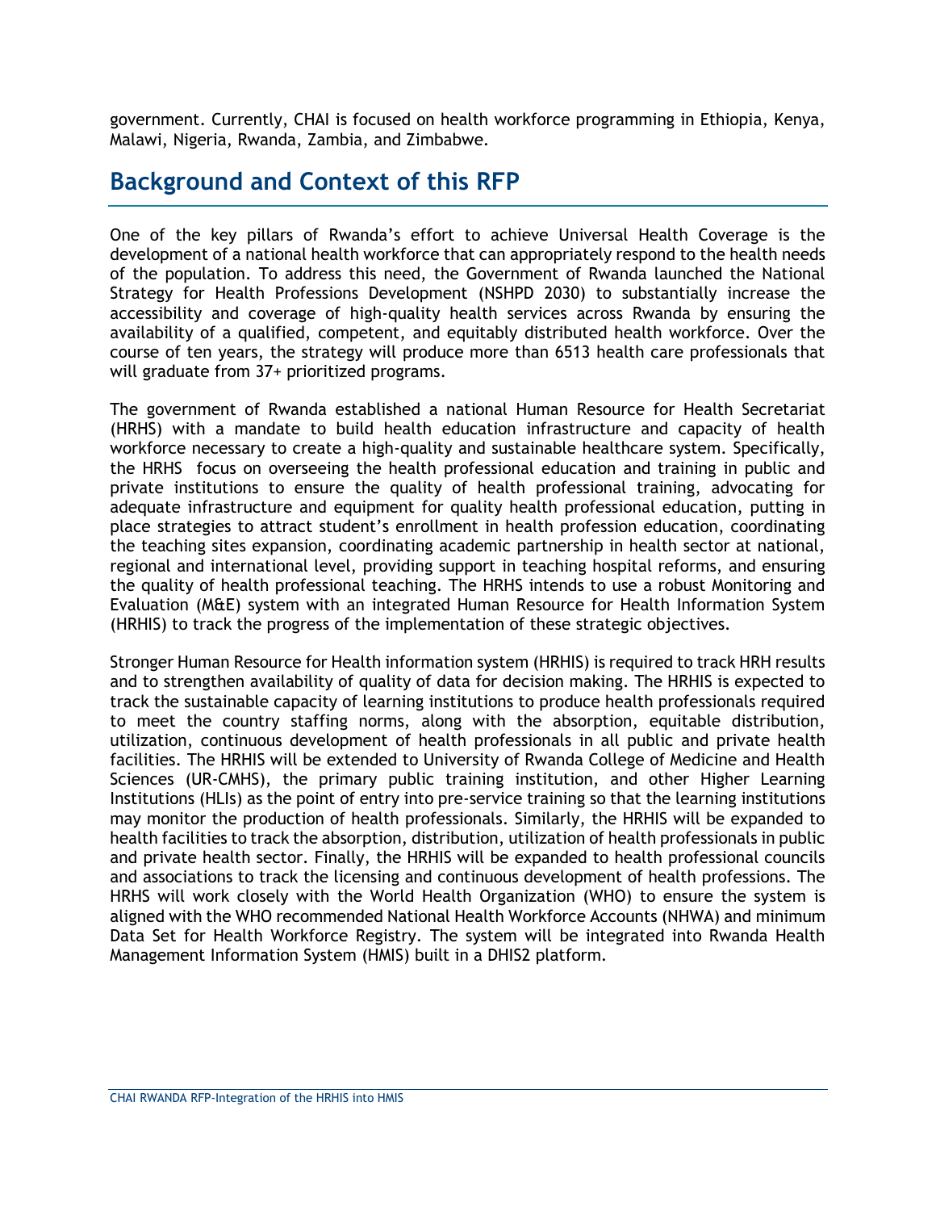government. Currently, CHAI is focused on health workforce programming in Ethiopia, Kenya, Malawi, Nigeria, Rwanda, Zambia, and Zimbabwe.

## Background and Context of this RFP

One of the key pillars of Rwanda's effort to achieve Universal Health Coverage is the development of a national health workforce that can appropriately respond to the health needs of the population. To address this need, the Government of Rwanda launched the National Strategy for Health Professions Development (NSHPD 2030) to substantially increase the accessibility and coverage of high-quality health services across Rwanda by ensuring the availability of a qualified, competent, and equitably distributed health workforce. Over the course of ten years, the strategy will produce more than 6513 health care professionals that will graduate from 37+ prioritized programs.

The government of Rwanda established a national Human Resource for Health Secretariat (HRHS) with a mandate to build health education infrastructure and capacity of health workforce necessary to create a high-quality and sustainable healthcare system. Specifically, the HRHS focus on overseeing the health professional education and training in public and private institutions to ensure the quality of health professional training, advocating for adequate infrastructure and equipment for quality health professional education, putting in place strategies to attract student's enrollment in health profession education, coordinating the teaching sites expansion, coordinating academic partnership in health sector at national, regional and international level, providing support in teaching hospital reforms, and ensuring the quality of health professional teaching. The HRHS intends to use a robust Monitoring and Evaluation (M&E) system with an integrated Human Resource for Health Information System (HRHIS) to track the progress of the implementation of these strategic objectives.

Stronger Human Resource for Health information system (HRHIS) is required to track HRH results and to strengthen availability of quality of data for decision making. The HRHIS is expected to track the sustainable capacity of learning institutions to produce health professionals required to meet the country staffing norms, along with the absorption, equitable distribution, utilization, continuous development of health professionals in all public and private health facilities. The HRHIS will be extended to University of Rwanda College of Medicine and Health Sciences (UR-CMHS), the primary public training institution, and other Higher Learning Institutions (HLIs) as the point of entry into pre-service training so that the learning institutions may monitor the production of health professionals. Similarly, the HRHIS will be expanded to health facilities to track the absorption, distribution, utilization of health professionals in public and private health sector. Finally, the HRHIS will be expanded to health professional councils and associations to track the licensing and continuous development of health professions. The HRHS will work closely with the World Health Organization (WHO) to ensure the system is aligned with the WHO recommended National Health Workforce Accounts (NHWA) and minimum Data Set for Health Workforce Registry. The system will be integrated into Rwanda Health Management Information System (HMIS) built in a DHIS2 platform.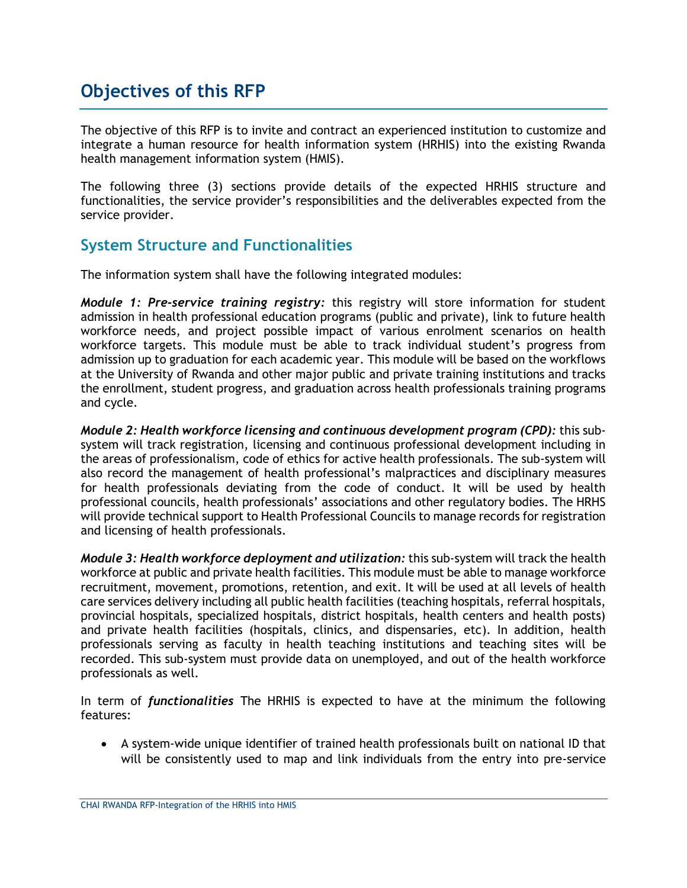# Objectives of this RFP

The objective of this RFP is to invite and contract an experienced institution to customize and integrate a human resource for health information system (HRHIS) into the existing Rwanda health management information system (HMIS).

The following three (3) sections provide details of the expected HRHIS structure and functionalities, the service provider's responsibilities and the deliverables expected from the service provider.

## System Structure and Functionalities

The information system shall have the following integrated modules:

***Module 1: Pre-service training registry:*** this registry will store information for student admission in health professional education programs (public and private), link to future health workforce needs, and project possible impact of various enrolment scenarios on health workforce targets. This module must be able to track individual student's progress from admission up to graduation for each academic year. This module will be based on the workflows at the University of Rwanda and other major public and private training institutions and tracks the enrollment, student progress, and graduation across health professionals training programs and cycle.

***Module 2: Health workforce licensing and continuous development program (CPD):*** this sub-system will track registration, licensing and continuous professional development including in the areas of professionalism, code of ethics for active health professionals. The sub-system will also record the management of health professional's malpractices and disciplinary measures for health professionals deviating from the code of conduct. It will be used by health professional councils, health professionals' associations and other regulatory bodies. The HRHS will provide technical support to Health Professional Councils to manage records for registration and licensing of health professionals.

***Module 3: Health workforce deployment and utilization:*** this sub-system will track the health workforce at public and private health facilities. This module must be able to manage workforce recruitment, movement, promotions, retention, and exit. It will be used at all levels of health care services delivery including all public health facilities (teaching hospitals, referral hospitals, provincial hospitals, specialized hospitals, district hospitals, health centers and health posts) and private health facilities (hospitals, clinics, and dispensaries, etc). In addition, health professionals serving as faculty in health teaching institutions and teaching sites will be recorded. This sub-system must provide data on unemployed, and out of the health workforce professionals as well.

In term of ***functionalities*** The HRHIS is expected to have at the minimum the following features:

- A system-wide unique identifier of trained health professionals built on national ID that will be consistently used to map and link individuals from the entry into pre-service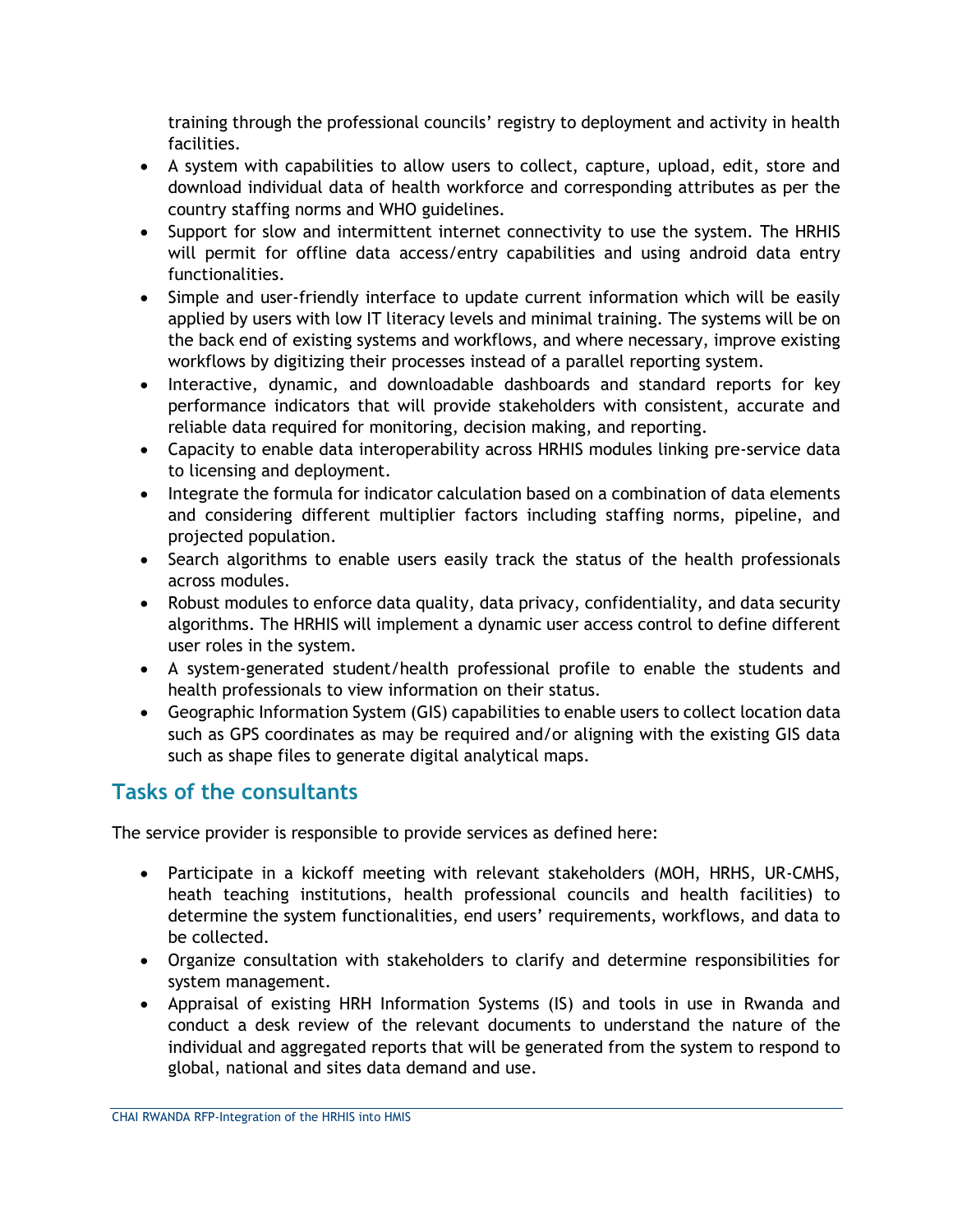training through the professional councils' registry to deployment and activity in health facilities.

- A system with capabilities to allow users to collect, capture, upload, edit, store and download individual data of health workforce and corresponding attributes as per the country staffing norms and WHO guidelines.
- Support for slow and intermittent internet connectivity to use the system. The HRHIS will permit for offline data access/entry capabilities and using android data entry functionalities.
- Simple and user-friendly interface to update current information which will be easily applied by users with low IT literacy levels and minimal training. The systems will be on the back end of existing systems and workflows, and where necessary, improve existing workflows by digitizing their processes instead of a parallel reporting system.
- Interactive, dynamic, and downloadable dashboards and standard reports for key performance indicators that will provide stakeholders with consistent, accurate and reliable data required for monitoring, decision making, and reporting.
- Capacity to enable data interoperability across HRHIS modules linking pre-service data to licensing and deployment.
- Integrate the formula for indicator calculation based on a combination of data elements and considering different multiplier factors including staffing norms, pipeline, and projected population.
- Search algorithms to enable users easily track the status of the health professionals across modules.
- Robust modules to enforce data quality, data privacy, confidentiality, and data security algorithms. The HRHIS will implement a dynamic user access control to define different user roles in the system.
- A system-generated student/health professional profile to enable the students and health professionals to view information on their status.
- Geographic Information System (GIS) capabilities to enable users to collect location data such as GPS coordinates as may be required and/or aligning with the existing GIS data such as shape files to generate digital analytical maps.

## Tasks of the consultants

The service provider is responsible to provide services as defined here:

- Participate in a kickoff meeting with relevant stakeholders (MOH, HRHS, UR-CMHS, heath teaching institutions, health professional councils and health facilities) to determine the system functionalities, end users' requirements, workflows, and data to be collected.
- Organize consultation with stakeholders to clarify and determine responsibilities for system management.
- Appraisal of existing HRH Information Systems (IS) and tools in use in Rwanda and conduct a desk review of the relevant documents to understand the nature of the individual and aggregated reports that will be generated from the system to respond to global, national and sites data demand and use.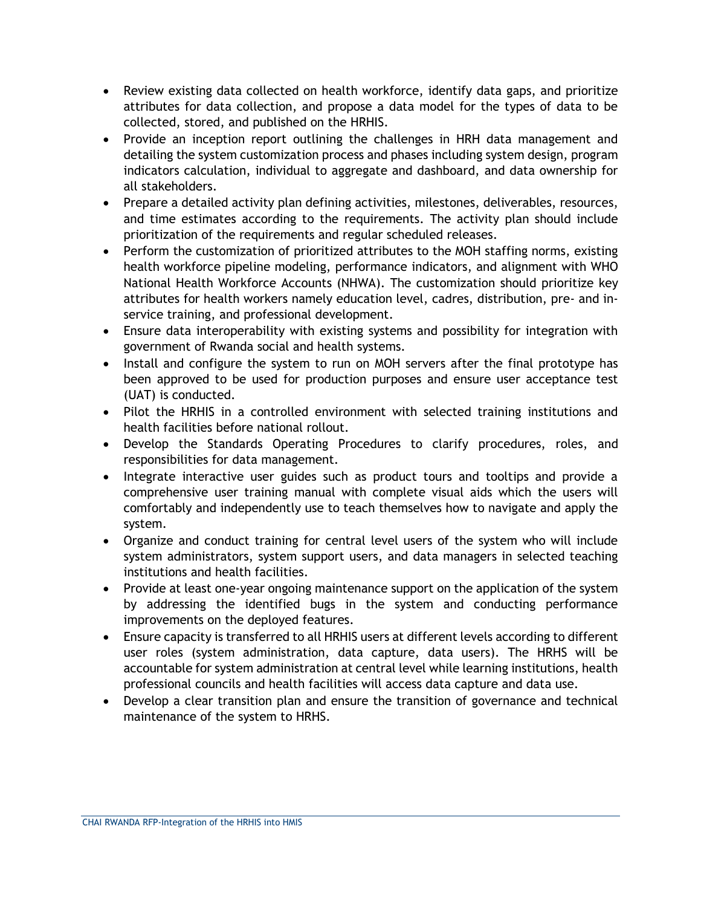- Review existing data collected on health workforce, identify data gaps, and prioritize attributes for data collection, and propose a data model for the types of data to be collected, stored, and published on the HRHIS.
- Provide an inception report outlining the challenges in HRH data management and detailing the system customization process and phases including system design, program indicators calculation, individual to aggregate and dashboard, and data ownership for all stakeholders.
- Prepare a detailed activity plan defining activities, milestones, deliverables, resources, and time estimates according to the requirements. The activity plan should include prioritization of the requirements and regular scheduled releases.
- Perform the customization of prioritized attributes to the MOH staffing norms, existing health workforce pipeline modeling, performance indicators, and alignment with WHO National Health Workforce Accounts (NHWA). The customization should prioritize key attributes for health workers namely education level, cadres, distribution, pre- and in-service training, and professional development.
- Ensure data interoperability with existing systems and possibility for integration with government of Rwanda social and health systems.
- Install and configure the system to run on MOH servers after the final prototype has been approved to be used for production purposes and ensure user acceptance test (UAT) is conducted.
- Pilot the HRHIS in a controlled environment with selected training institutions and health facilities before national rollout.
- Develop the Standards Operating Procedures to clarify procedures, roles, and responsibilities for data management.
- Integrate interactive user guides such as product tours and tooltips and provide a comprehensive user training manual with complete visual aids which the users will comfortably and independently use to teach themselves how to navigate and apply the system.
- Organize and conduct training for central level users of the system who will include system administrators, system support users, and data managers in selected teaching institutions and health facilities.
- Provide at least one-year ongoing maintenance support on the application of the system by addressing the identified bugs in the system and conducting performance improvements on the deployed features.
- Ensure capacity is transferred to all HRHIS users at different levels according to different user roles (system administration, data capture, data users). The HRHS will be accountable for system administration at central level while learning institutions, health professional councils and health facilities will access data capture and data use.
- Develop a clear transition plan and ensure the transition of governance and technical maintenance of the system to HRHS.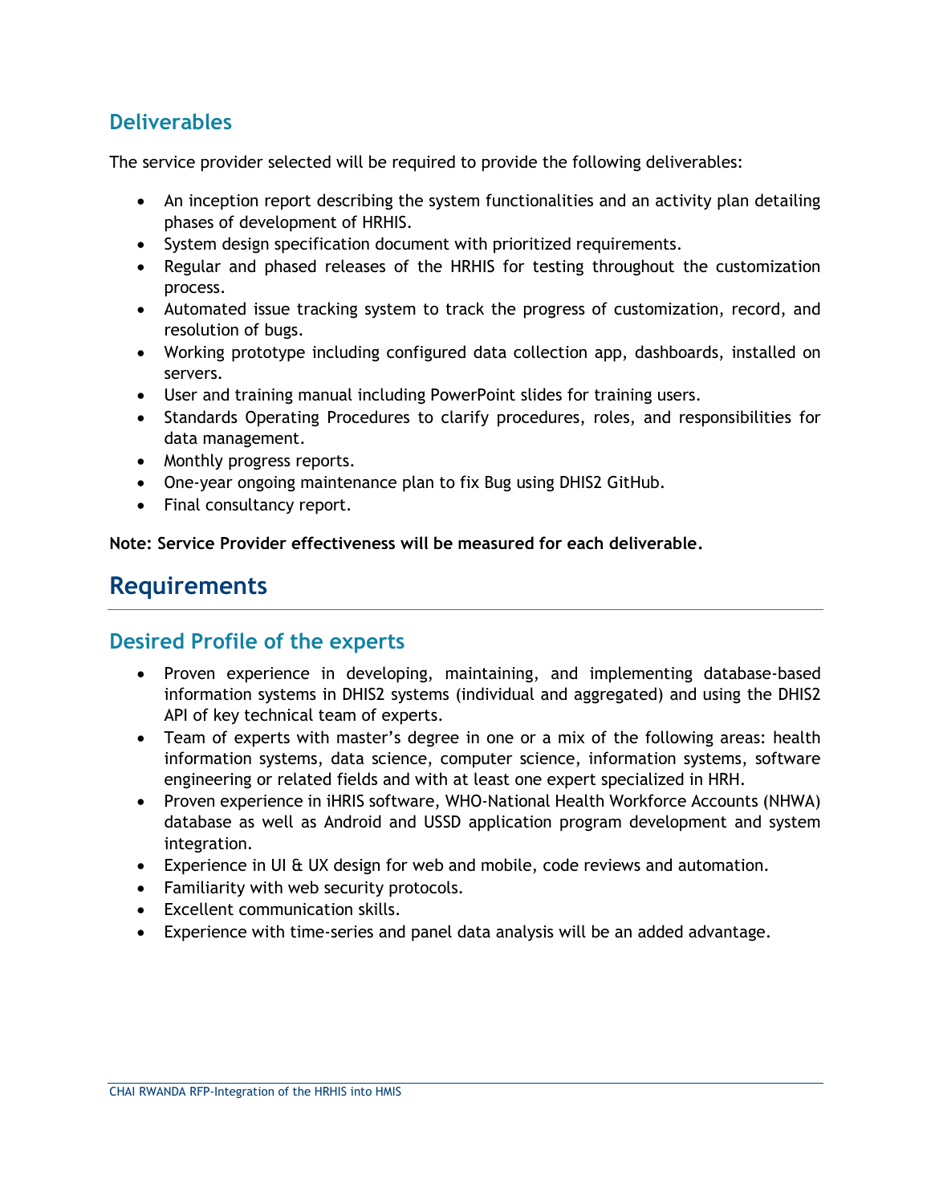### Deliverables

The service provider selected will be required to provide the following deliverables:

- An inception report describing the system functionalities and an activity plan detailing phases of development of HRHIS.
- System design specification document with prioritized requirements.
- Regular and phased releases of the HRHIS for testing throughout the customization process.
- Automated issue tracking system to track the progress of customization, record, and resolution of bugs.
- Working prototype including configured data collection app, dashboards, installed on servers.
- User and training manual including PowerPoint slides for training users.
- Standards Operating Procedures to clarify procedures, roles, and responsibilities for data management.
- Monthly progress reports.
- One-year ongoing maintenance plan to fix Bug using DHIS2 GitHub.
- Final consultancy report.

**Note: Service Provider effectiveness will be measured for each deliverable.**

## Requirements

### Desired Profile of the experts

- Proven experience in developing, maintaining, and implementing database-based information systems in DHIS2 systems (individual and aggregated) and using the DHIS2 API of key technical team of experts.
- Team of experts with master's degree in one or a mix of the following areas: health information systems, data science, computer science, information systems, software engineering or related fields and with at least one expert specialized in HRH.
- Proven experience in iHRIS software, WHO-National Health Workforce Accounts (NHWA) database as well as Android and USSD application program development and system integration.
- Experience in UI & UX design for web and mobile, code reviews and automation.
- Familiarity with web security protocols.
- Excellent communication skills.
- Experience with time-series and panel data analysis will be an added advantage.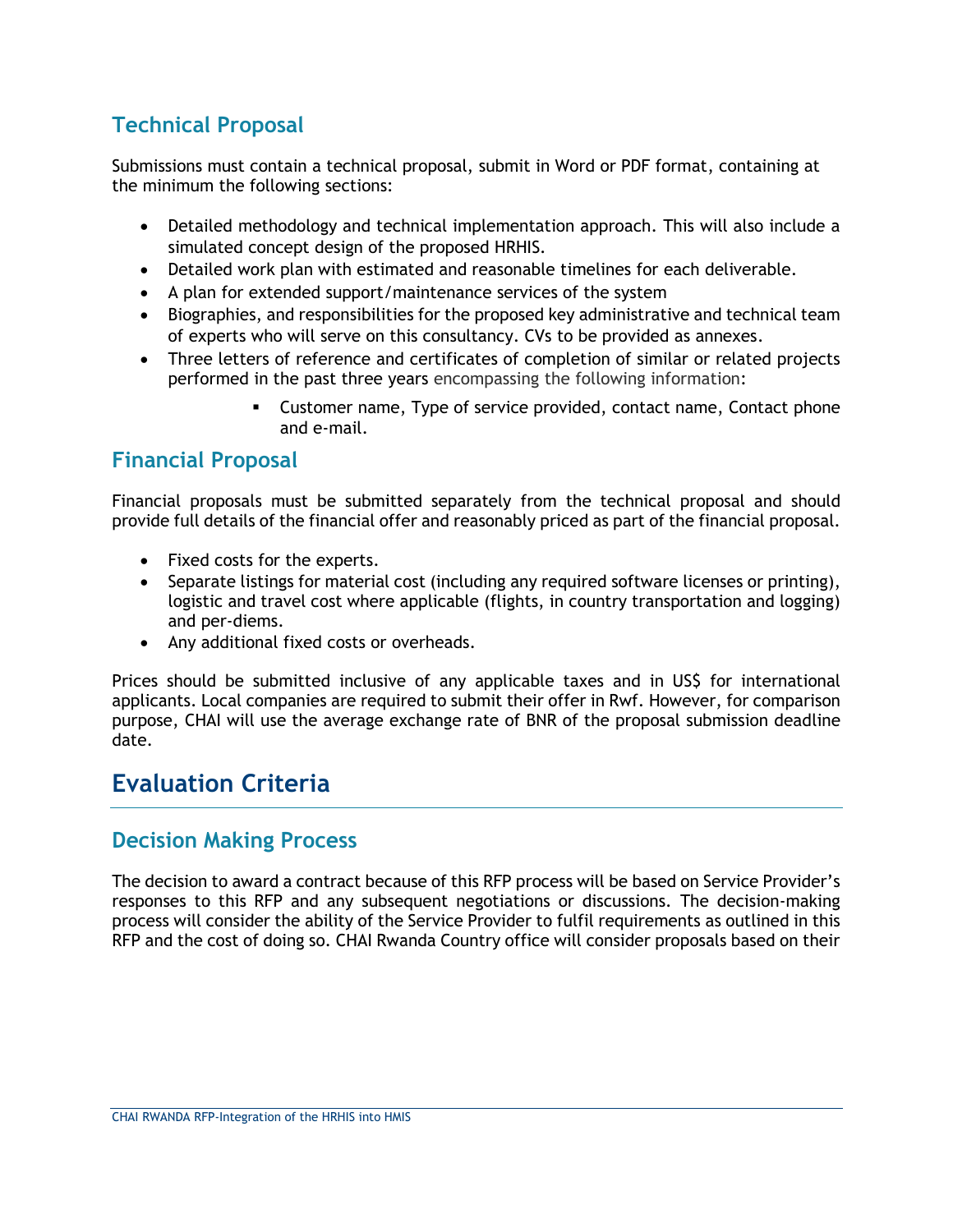## Technical Proposal

Submissions must contain a technical proposal, submit in Word or PDF format, containing at the minimum the following sections:

- Detailed methodology and technical implementation approach. This will also include a simulated concept design of the proposed HRHIS.
- Detailed work plan with estimated and reasonable timelines for each deliverable.
- A plan for extended support/maintenance services of the system
- Biographies, and responsibilities for the proposed key administrative and technical team of experts who will serve on this consultancy. CVs to be provided as annexes.
- Three letters of reference and certificates of completion of similar or related projects performed in the past three years encompassing the following information:
    - Customer name, Type of service provided, contact name, Contact phone and e-mail.

## Financial Proposal

Financial proposals must be submitted separately from the technical proposal and should provide full details of the financial offer and reasonably priced as part of the financial proposal.

- Fixed costs for the experts.
- Separate listings for material cost (including any required software licenses or printing), logistic and travel cost where applicable (flights, in country transportation and logging) and per-diems.
- Any additional fixed costs or overheads.

Prices should be submitted inclusive of any applicable taxes and in US$ for international applicants. Local companies are required to submit their offer in Rwf. However, for comparison purpose, CHAI will use the average exchange rate of BNR of the proposal submission deadline date.

# Evaluation Criteria

## Decision Making Process

The decision to award a contract because of this RFP process will be based on Service Provider's responses to this RFP and any subsequent negotiations or discussions. The decision-making process will consider the ability of the Service Provider to fulfil requirements as outlined in this RFP and the cost of doing so. CHAI Rwanda Country office will consider proposals based on their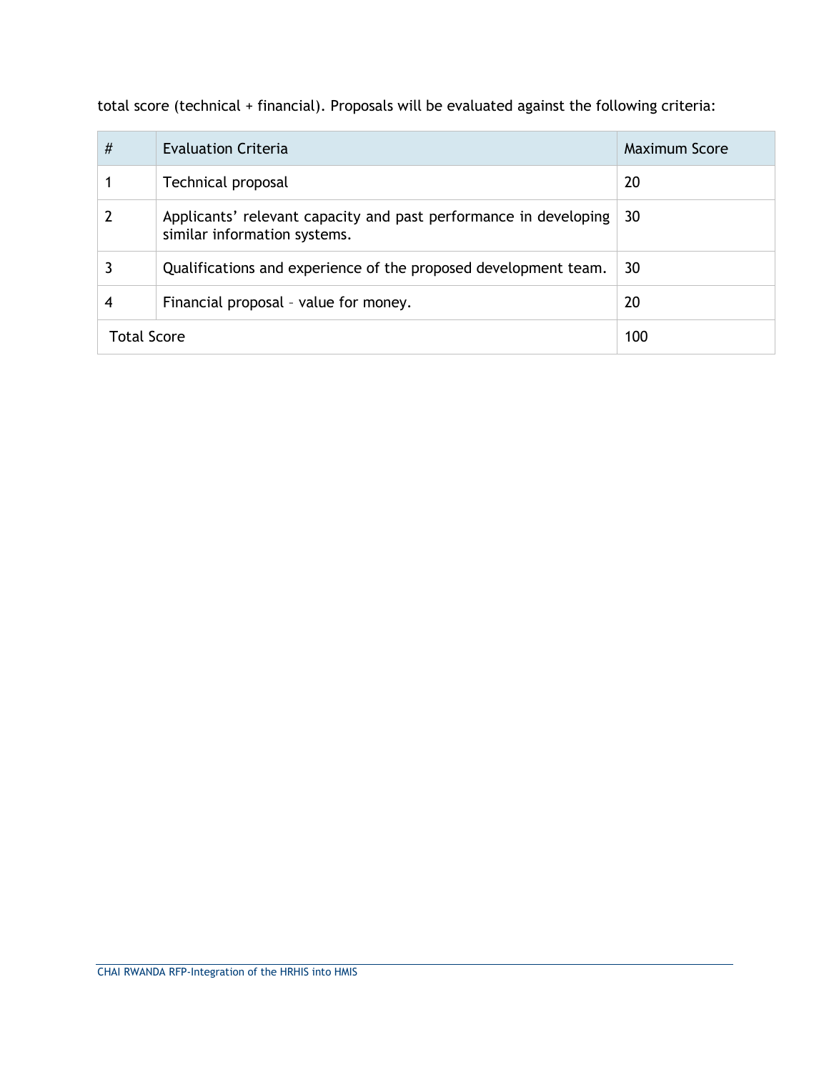total score (technical + financial). Proposals will be evaluated against the following criteria:

| # | Evaluation Criteria | Maximum Score |
|---|---|---|
| 1 | Technical proposal | 20 |
| 2 | Applicants' relevant capacity and past performance in developing similar information systems. | 30 |
| 3 | Qualifications and experience of the proposed development team. | 30 |
| 4 | Financial proposal – value for money. | 20 |
| Total Score | | 100 |